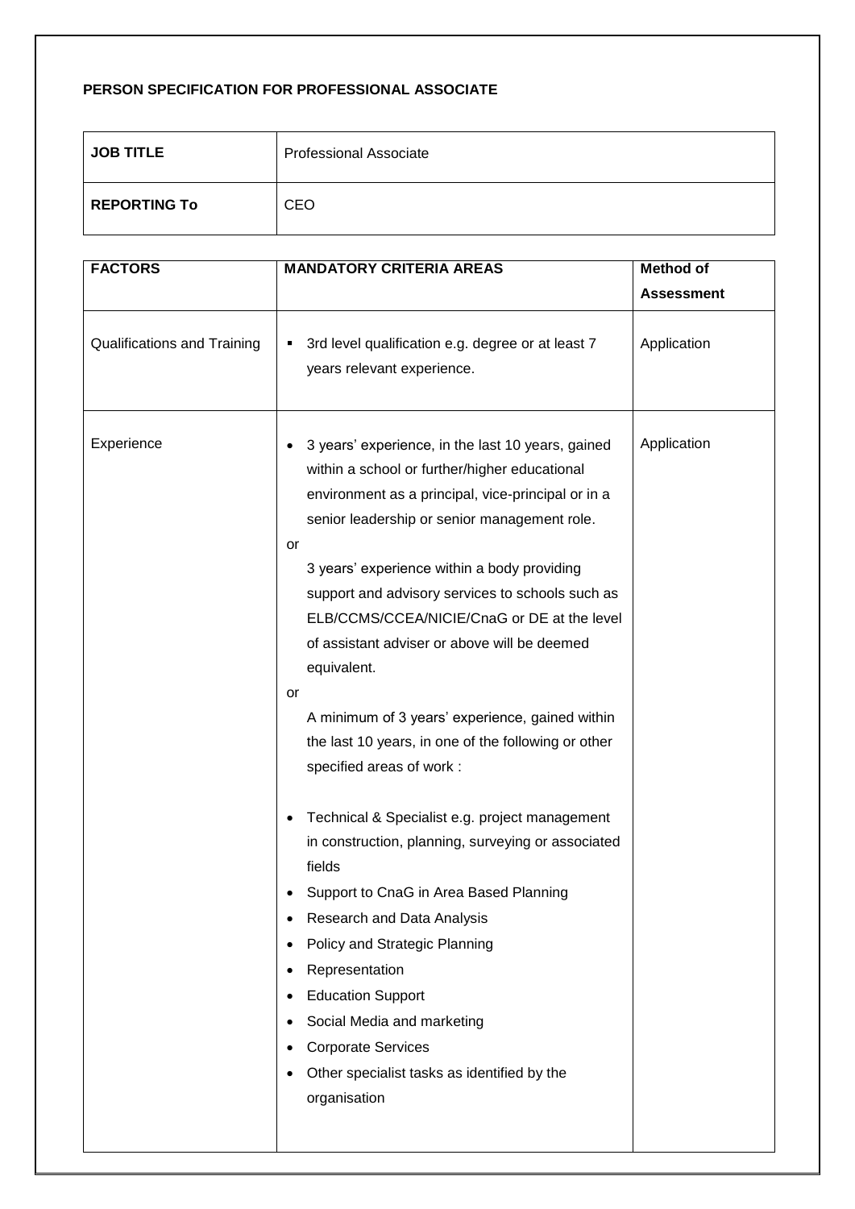**PERSON SPECIFICATION FOR PROFESSIONAL ASSOCIATE**

| **JOB TITLE** | Professional Associate |
| --- | --- |
| **REPORTING To** | CEO |

| **FACTORS** | **MANDATORY CRITERIA AREAS** | **Method of Assessment** |
| --- | --- | --- |
| Qualifications and Training | ▪ 3rd level qualification e.g. degree or at least 7 years relevant experience. | Application |
| Experience | • 3 years' experience, in the last 10 years, gained within a school or further/higher educational environment as a principal, vice-principal or in a senior leadership or senior management role.<br>or<br>3 years' experience within a body providing support and advisory services to schools such as ELB/CCMS/CCEA/NICIE/CnaG or DE at the level of assistant adviser or above will be deemed equivalent.<br>or<br>A minimum of 3 years' experience, gained within the last 10 years, in one of the following or other specified areas of work :<br><br>• Technical & Specialist e.g. project management in construction, planning, surveying or associated fields<br>• Support to CnaG in Area Based Planning<br>• Research and Data Analysis<br>• Policy and Strategic Planning<br>• Representation<br>• Education Support<br>• Social Media and marketing<br>• Corporate Services<br>• Other specialist tasks as identified by the organisation | Application |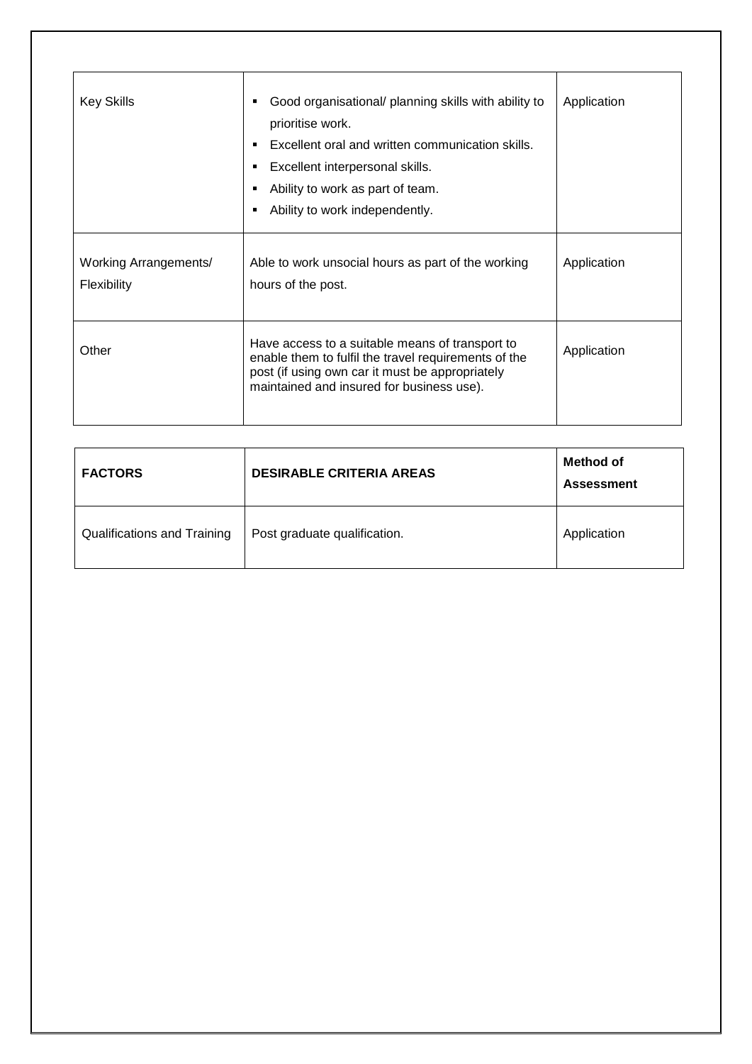| | | |
|---|---|---|
| Key Skills | ▪ Good organisational/ planning skills with ability to prioritise work.<br>▪ Excellent oral and written communication skills.<br>▪ Excellent interpersonal skills.<br>▪ Ability to work as part of team.<br>▪ Ability to work independently. | Application |
| Working Arrangements/ Flexibility | Able to work unsocial hours as part of the working hours of the post. | Application |
| Other | Have access to a suitable means of transport to enable them to fulfil the travel requirements of the post (if using own car it must be appropriately maintained and insured for business use). | Application |

| **FACTORS** | **DESIRABLE CRITERIA AREAS** | **Method of Assessment** |
|---|---|---|
| Qualifications and Training | Post graduate qualification. | Application |